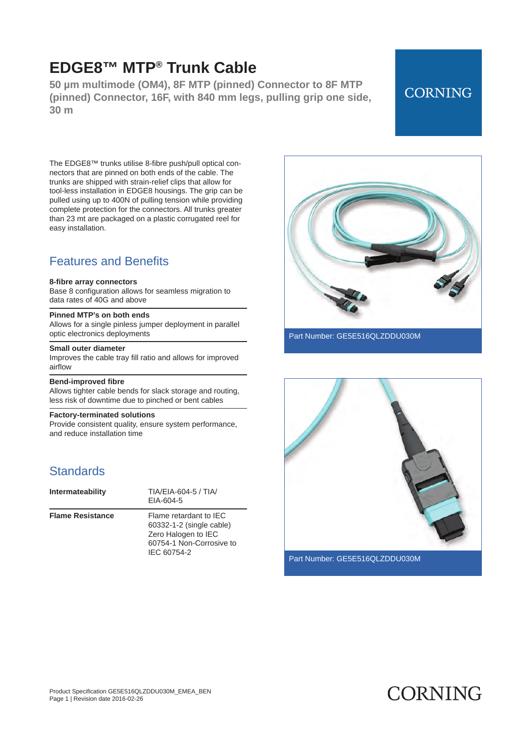# EDGE8™ MTP® Trunk Cable

**50 µm multimode (OM4), 8F MTP (pinned) Connector to 8F MTP (pinned) Connector, 16F, with 840 mm legs, pulling grip one side, 30 m**

CORNING

The EDGE8™ trunks utilise 8-fibre push/pull optical connectors that are pinned on both ends of the cable. The trunks are shipped with strain-relief clips that allow for tool-less installation in EDGE8 housings. The grip can be pulled using up to 400N of pulling tension while providing complete protection for the connectors. All trunks greater than 23 mt are packaged on a plastic corrugated reel for easy installation.

Part Number: GE5E516QLZDDU030M

Part Number: GE5E516QLZDDU030M

## Features and Benefits

**8-fibre array connectors**
Base 8 configuration allows for seamless migration to data rates of 40G and above

**Pinned MTP's on both ends**
Allows for a single pinless jumper deployment in parallel optic electronics deployments

**Small outer diameter**
Improves the cable tray fill ratio and allows for improved airflow

**Bend-improved fibre**
Allows tighter cable bends for slack storage and routing, less risk of downtime due to pinched or bent cables

**Factory-terminated solutions**
Provide consistent quality, ensure system performance, and reduce installation time

## Standards

| | |
|---|---|
| **Intermateability** | TIA/EIA-604-5 / TIA/EIA-604-5 |
| **Flame Resistance** | Flame retardant to IEC 60332-1-2 (single cable) Zero Halogen to IEC 60754-1 Non-Corrosive to IEC 60754-2 |

Product Specification GE5E516QLZDDU030M_EMEA_BEN
Page 1 | Revision date 2016-02-26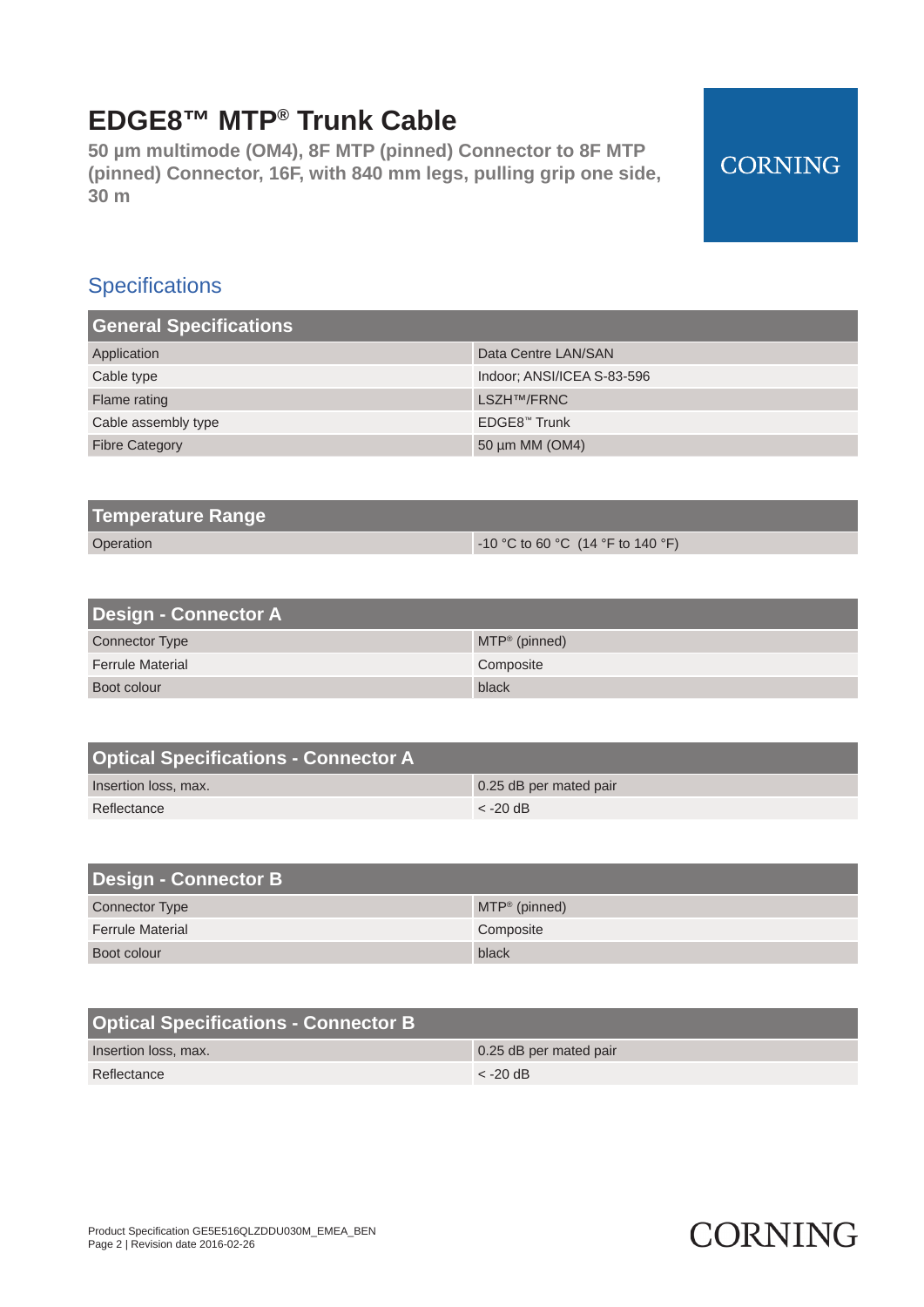# EDGE8™ MTP® Trunk Cable

**50 µm multimode (OM4), 8F MTP (pinned) Connector to 8F MTP (pinned) Connector, 16F, with 840 mm legs, pulling grip one side, 30 m**

## Specifications

| General Specifications | |
|---|---|
| Application | Data Centre LAN/SAN |
| Cable type | Indoor; ANSI/ICEA S-83-596 |
| Flame rating | LSZH™/FRNC |
| Cable assembly type | EDGE8™ Trunk |
| Fibre Category | 50 µm MM (OM4) |

| Temperature Range | |
|---|---|
| Operation | -10 °C to 60 °C (14 °F to 140 °F) |

| Design - Connector A | |
|---|---|
| Connector Type | MTP® (pinned) |
| Ferrule Material | Composite |
| Boot colour | black |

| Optical Specifications - Connector A | |
|---|---|
| Insertion loss, max. | 0.25 dB per mated pair |
| Reflectance | < -20 dB |

| Design - Connector B | |
|---|---|
| Connector Type | MTP® (pinned) |
| Ferrule Material | Composite |
| Boot colour | black |

| Optical Specifications - Connector B | |
|---|---|
| Insertion loss, max. | 0.25 dB per mated pair |
| Reflectance | < -20 dB |

Product Specification GE5E516QLZDDU030M_EMEA_BEN
Page 2 | Revision date 2016-02-26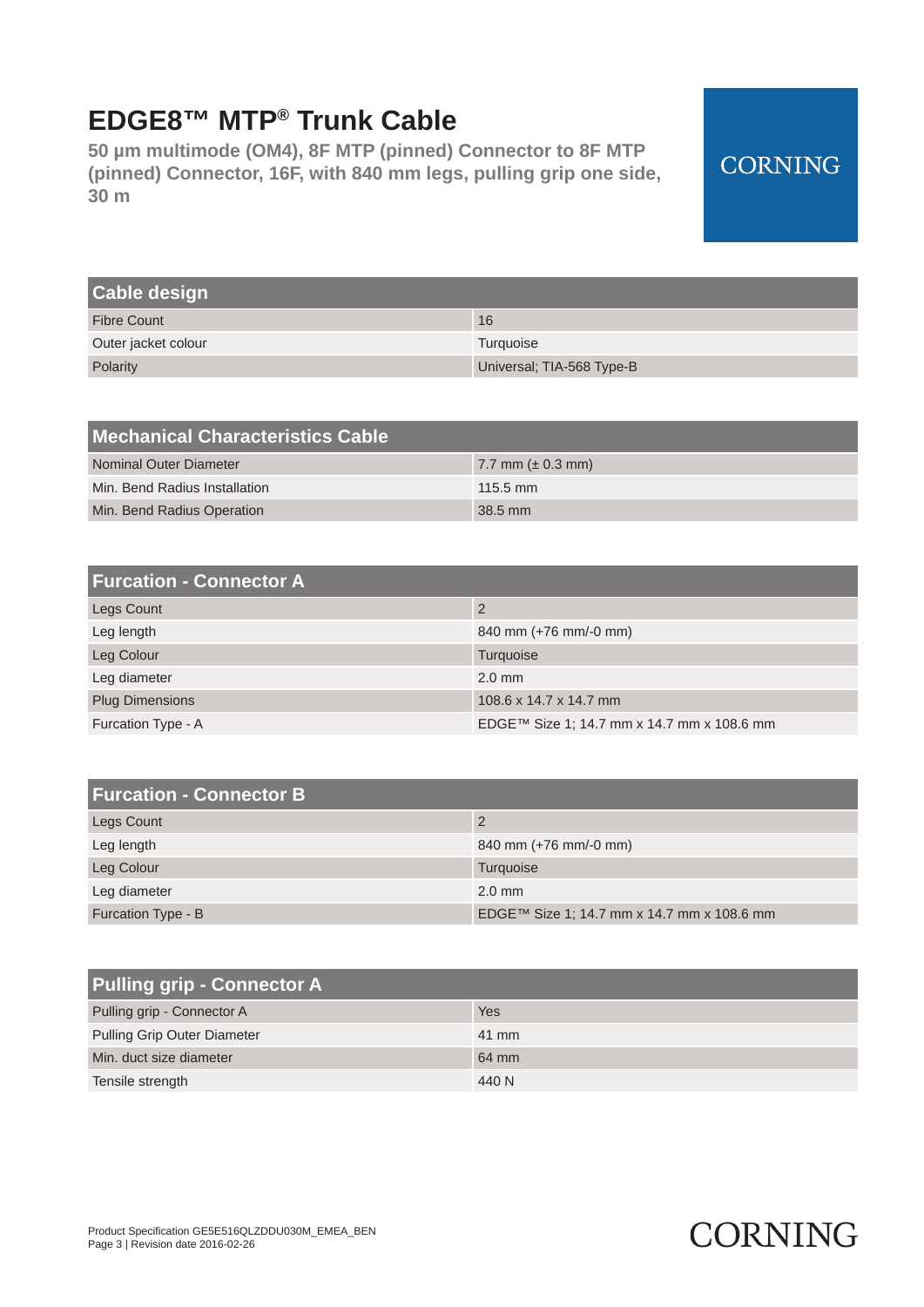# EDGE8™ MTP® Trunk Cable

**50 µm multimode (OM4), 8F MTP (pinned) Connector to 8F MTP (pinned) Connector, 16F, with 840 mm legs, pulling grip one side, 30 m**

CORNING

| Cable design | |
|---|---|
| Fibre Count | 16 |
| Outer jacket colour | Turquoise |
| Polarity | Universal; TIA-568 Type-B |

| Mechanical Characteristics Cable | |
|---|---|
| Nominal Outer Diameter | 7.7 mm (± 0.3 mm) |
| Min. Bend Radius Installation | 115.5 mm |
| Min. Bend Radius Operation | 38.5 mm |

| Furcation - Connector A | |
|---|---|
| Legs Count | 2 |
| Leg length | 840 mm (+76 mm/-0 mm) |
| Leg Colour | Turquoise |
| Leg diameter | 2.0 mm |
| Plug Dimensions | 108.6 x 14.7 x 14.7 mm |
| Furcation Type - A | EDGE™ Size 1; 14.7 mm x 14.7 mm x 108.6 mm |

| Furcation - Connector B | |
|---|---|
| Legs Count | 2 |
| Leg length | 840 mm (+76 mm/-0 mm) |
| Leg Colour | Turquoise |
| Leg diameter | 2.0 mm |
| Furcation Type - B | EDGE™ Size 1; 14.7 mm x 14.7 mm x 108.6 mm |

| Pulling grip - Connector A | |
|---|---|
| Pulling grip - Connector A | Yes |
| Pulling Grip Outer Diameter | 41 mm |
| Min. duct size diameter | 64 mm |
| Tensile strength | 440 N |

Product Specification GE5E516QLZDDU030M_EMEA_BEN
Revision date 2016-02-26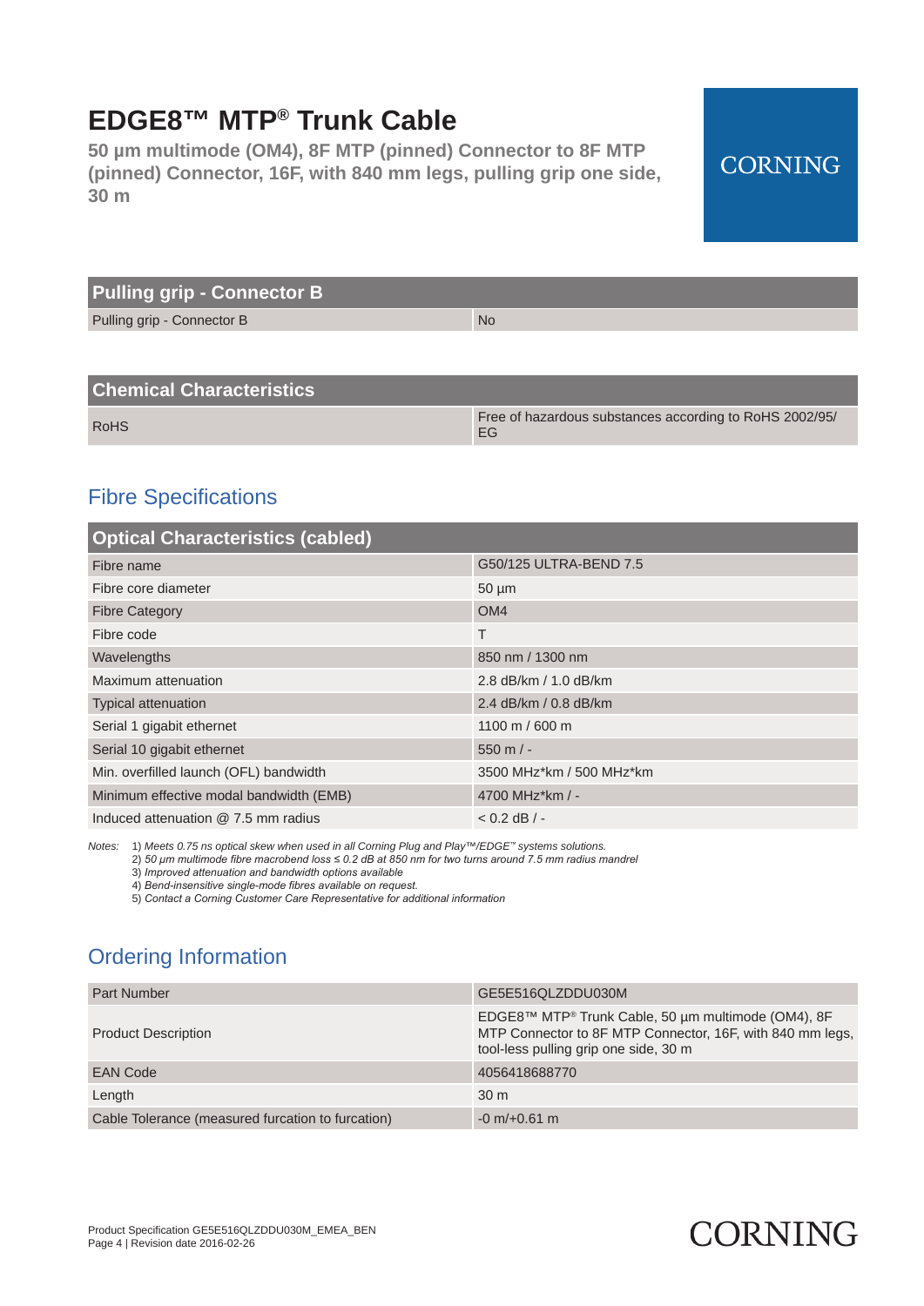# EDGE8™ MTP® Trunk Cable

**50 µm multimode (OM4), 8F MTP (pinned) Connector to 8F MTP (pinned) Connector, 16F, with 840 mm legs, pulling grip one side, 30 m**

| Pulling grip - Connector B | |
|---|---|
| Pulling grip - Connector B | No |

| Chemical Characteristics | |
|---|---|
| RoHS | Free of hazardous substances according to RoHS 2002/95/EG |

## Fibre Specifications

| Optical Characteristics (cabled) | |
|---|---|
| Fibre name | G50/125 ULTRA-BEND 7.5 |
| Fibre core diameter | 50 µm |
| Fibre Category | OM4 |
| Fibre code | T |
| Wavelengths | 850 nm / 1300 nm |
| Maximum attenuation | 2.8 dB/km / 1.0 dB/km |
| Typical attenuation | 2.4 dB/km / 0.8 dB/km |
| Serial 1 gigabit ethernet | 1100 m / 600 m |
| Serial 10 gigabit ethernet | 550 m / - |
| Min. overfilled launch (OFL) bandwidth | 3500 MHz*km / 500 MHz*km |
| Minimum effective modal bandwidth (EMB) | 4700 MHz*km / - |
| Induced attenuation @ 7.5 mm radius | < 0.2 dB / - |

Notes:
1) *Meets 0.75 ns optical skew when used in all Corning Plug and Play™/EDGE™ systems solutions.*
2) *50 µm multimode fibre macrobend loss ≤ 0.2 dB at 850 nm for two turns around 7.5 mm radius mandrel*
3) *Improved attenuation and bandwidth options available*
4) *Bend-insensitive single-mode fibres available on request.*
5) *Contact a Corning Customer Care Representative for additional information*

## Ordering Information

| Part Number | GE5E516QLZDDU030M |
|---|---|
| Product Description | EDGE8™ MTP® Trunk Cable, 50 µm multimode (OM4), 8F MTP Connector to 8F MTP Connector, 16F, with 840 mm legs, tool-less pulling grip one side, 30 m |
| EAN Code | 4056418688770 |
| Length | 30 m |
| Cable Tolerance (measured furcation to furcation) | -0 m/+0.61 m |

Product Specification GE5E516QLZDDU030M_EMEA_BEN
Page 4 | Revision date 2016-02-26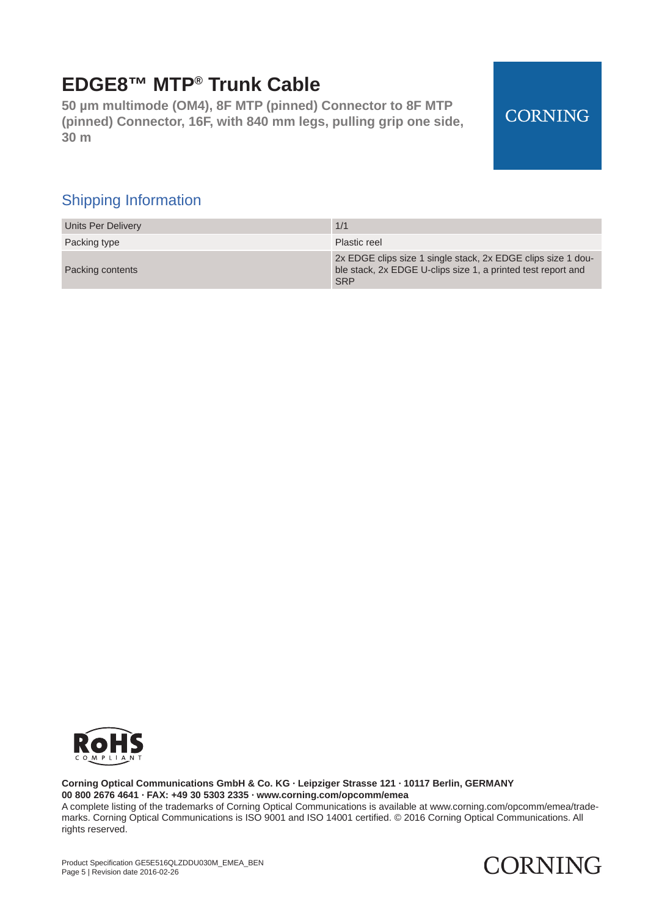# EDGE8™ MTP® Trunk Cable

**50 µm multimode (OM4), 8F MTP (pinned) Connector to 8F MTP (pinned) Connector, 16F, with 840 mm legs, pulling grip one side, 30 m**

## Shipping Information

| | |
|---|---|
| Units Per Delivery | 1/1 |
| Packing type | Plastic reel |
| Packing contents | 2x EDGE clips size 1 single stack, 2x EDGE clips size 1 double stack, 2x EDGE U-clips size 1, a printed test report and SRP |

RoHS COMPLIANT

**Corning Optical Communications GmbH & Co. KG · Leipziger Strasse 121 · 10117 Berlin, GERMANY**
**00 800 2676 4641 · FAX: +49 30 5303 2335 · www.corning.com/opcomm/emea**
A complete listing of the trademarks of Corning Optical Communications is available at www.corning.com/opcomm/emea/trademarks. Corning Optical Communications is ISO 9001 and ISO 14001 certified. © 2016 Corning Optical Communications. All rights reserved.

Product Specification GE5E516QLZDDU030M_EMEA_BEN
Revision date 2016-02-26